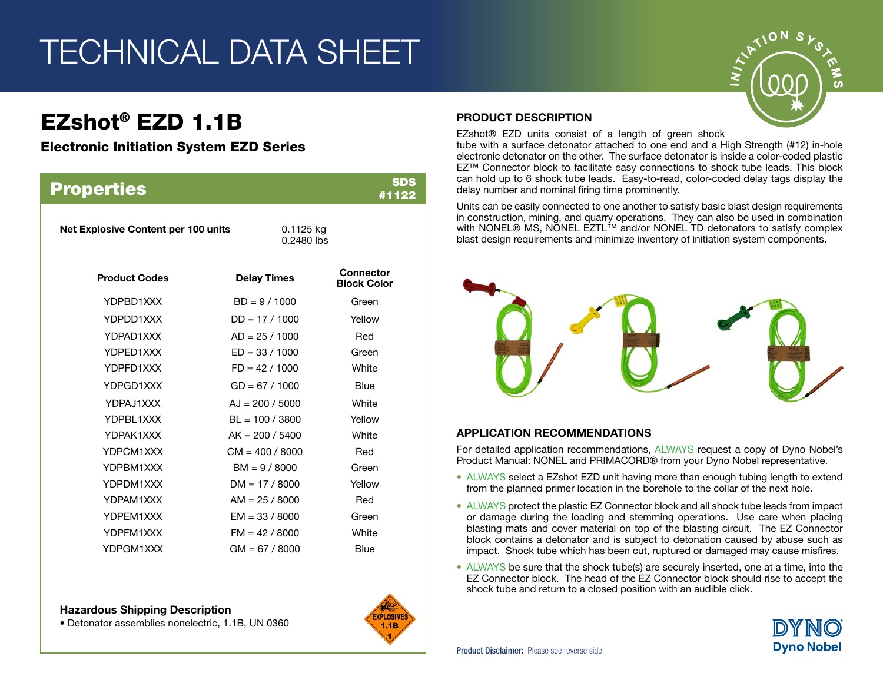# TECHNICAL DATA SHEET

# EZshot® EZD 1.1B

### Electronic Initiation System EZD Series

## Properties

SDS #1122

**Net Explosive Content per 100 units** 0.1125 kg
0.2480 lbs

| Product Codes | Delay Times | Connector Block Color |
|---|---|---|
| YDPBD1XXX | BD = 9 / 1000 | Green |
| YDPDD1XXX | DD = 17 / 1000 | Yellow |
| YDPAD1XXX | AD = 25 / 1000 | Red |
| YDPED1XXX | ED = 33 / 1000 | Green |
| YDPFD1XXX | FD = 42 / 1000 | White |
| YDPGD1XXX | GD = 67 / 1000 | Blue |
| YDPAJ1XXX | AJ = 200 / 5000 | White |
| YDPBL1XXX | BL = 100 / 3800 | Yellow |
| YDPAK1XXX | AK = 200 / 5400 | White |
| YDPCM1XXX | CM = 400 / 8000 | Red |
| YDPBM1XXX | BM = 9 / 8000 | Green |
| YDPDM1XXX | DM = 17 / 8000 | Yellow |
| YDPAM1XXX | AM = 25 / 8000 | Red |
| YDPEM1XXX | EM = 33 / 8000 | Green |
| YDPFM1XXX | FM = 42 / 8000 | White |
| YDPGM1XXX | GM = 67 / 8000 | Blue |

**Hazardous Shipping Description**

- Detonator assemblies nonelectric, 1.1B, UN 0360

EXPLOSIVES 1.1B 1

## PRODUCT DESCRIPTION

EZshot® EZD units consist of a length of green shock tube with a surface detonator attached to one end and a High Strength (#12) in-hole electronic detonator on the other. The surface detonator is inside a color-coded plastic EZ™ Connector block to facilitate easy connections to shock tube leads. This block can hold up to 6 shock tube leads. Easy-to-read, color-coded delay tags display the delay number and nominal firing time prominently.

Units can be easily connected to one another to satisfy basic blast design requirements in construction, mining, and quarry operations. They can also be used in combination with NONEL® MS, NONEL EZTL™ and/or NONEL TD detonators to satisfy complex blast design requirements and minimize inventory of initiation system components.

## APPLICATION RECOMMENDATIONS

For detailed application recommendations, ALWAYS request a copy of Dyno Nobel's Product Manual: NONEL and PRIMACORD® from your Dyno Nobel representative.

- ALWAYS select a EZshot EZD unit having more than enough tubing length to extend from the planned primer location in the borehole to the collar of the next hole.
- ALWAYS protect the plastic EZ Connector block and all shock tube leads from impact or damage during the loading and stemming operations. Use care when placing blasting mats and cover material on top of the blasting circuit. The EZ Connector block contains a detonator and is subject to detonation caused by abuse such as impact. Shock tube which has been cut, ruptured or damaged may cause misfires.
- ALWAYS be sure that the shock tube(s) are securely inserted, one at a time, into the EZ Connector block. The head of the EZ Connector block should rise to accept the shock tube and return to a closed position with an audible click.

**Product Disclaimer:** Please see reverse side.

DYNO Dyno Nobel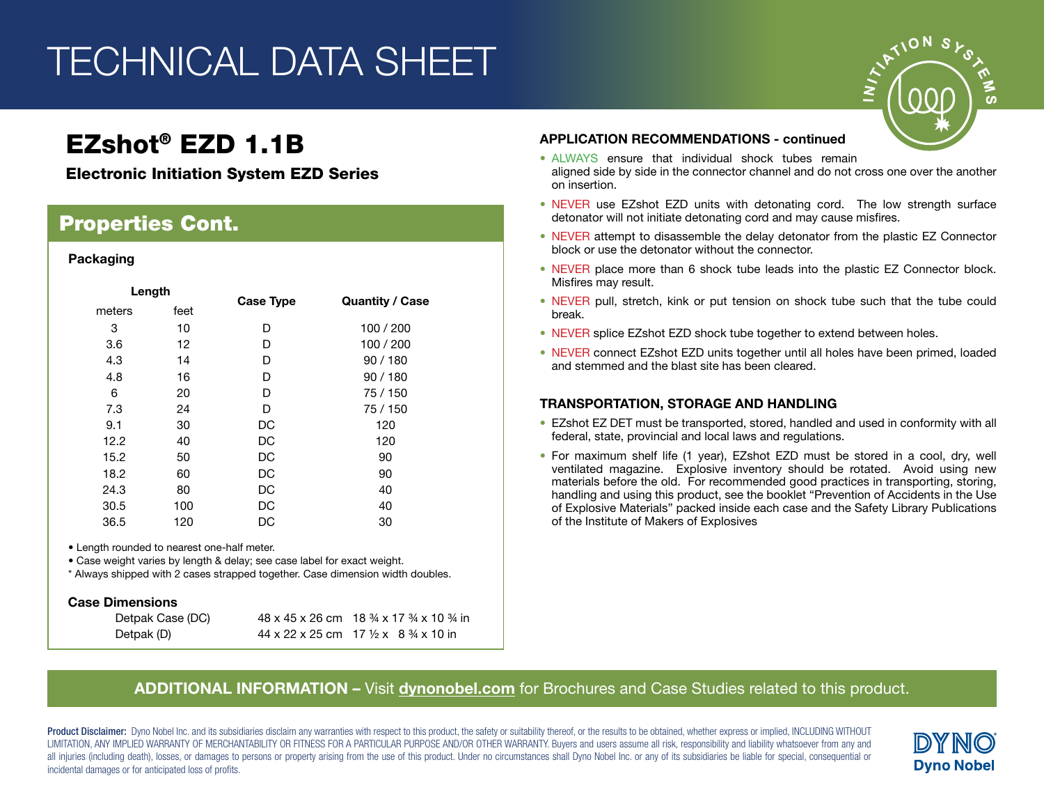# TECHNICAL DATA SHEET

## EZshot® EZD 1.1B

### Electronic Initiation System EZD Series

## Properties Cont.

### Packaging

| Length | | Case Type | Quantity / Case |
|---|---|---|---|
| meters | feet | | |
| 3 | 10 | D | 100 / 200 |
| 3.6 | 12 | D | 100 / 200 |
| 4.3 | 14 | D | 90 / 180 |
| 4.8 | 16 | D | 90 / 180 |
| 6 | 20 | D | 75 / 150 |
| 7.3 | 24 | D | 75 / 150 |
| 9.1 | 30 | DC | 120 |
| 12.2 | 40 | DC | 120 |
| 15.2 | 50 | DC | 90 |
| 18.2 | 60 | DC | 90 |
| 24.3 | 80 | DC | 40 |
| 30.5 | 100 | DC | 40 |
| 36.5 | 120 | DC | 30 |

- Length rounded to nearest one-half meter.
- Case weight varies by length & delay; see case label for exact weight.

* Always shipped with 2 cases strapped together. Case dimension width doubles.

### Case Dimensions

| | | |
|---|---|---|
| Detpak Case (DC) | 48 x 45 x 26 cm | 18 ¾ x 17 ¾ x 10 ¾ in |
| Detpak (D) | 44 x 22 x 25 cm | 17 ½ x 8 ¾ x 10 in |

### APPLICATION RECOMMENDATIONS - continued

- ALWAYS ensure that individual shock tubes remain aligned side by side in the connector channel and do not cross one over the another on insertion.
- NEVER use EZshot EZD units with detonating cord. The low strength surface detonator will not initiate detonating cord and may cause misfires.
- NEVER attempt to disassemble the delay detonator from the plastic EZ Connector block or use the detonator without the connector.
- NEVER place more than 6 shock tube leads into the plastic EZ Connector block. Misfires may result.
- NEVER pull, stretch, kink or put tension on shock tube such that the tube could break.
- NEVER splice EZshot EZD shock tube together to extend between holes.
- NEVER connect EZshot EZD units together until all holes have been primed, loaded and stemmed and the blast site has been cleared.

### TRANSPORTATION, STORAGE AND HANDLING

- EZshot EZ DET must be transported, stored, handled and used in conformity with all federal, state, provincial and local laws and regulations.
- For maximum shelf life (1 year), EZshot EZD must be stored in a cool, dry, well ventilated magazine. Explosive inventory should be rotated. Avoid using new materials before the old. For recommended good practices in transporting, storing, handling and using this product, see the booklet "Prevention of Accidents in the Use of Explosive Materials" packed inside each case and the Safety Library Publications of the Institute of Makers of Explosives

**ADDITIONAL INFORMATION –** Visit **dynonobel.com** for Brochures and Case Studies related to this product.

**Product Disclaimer:** Dyno Nobel Inc. and its subsidiaries disclaim any warranties with respect to this product, the safety or suitability thereof, or the results to be obtained, whether express or implied, INCLUDING WITHOUT LIMITATION, ANY IMPLIED WARRANTY OF MERCHANTABILITY OR FITNESS FOR A PARTICULAR PURPOSE AND/OR OTHER WARRANTY. Buyers and users assume all risk, responsibility and liability whatsoever from any and all injuries (including death), losses, or damages to persons or property arising from the use of this product. Under no circumstances shall Dyno Nobel Inc. or any of its subsidiaries be liable for special, consequential or incidental damages or for anticipated loss of profits.